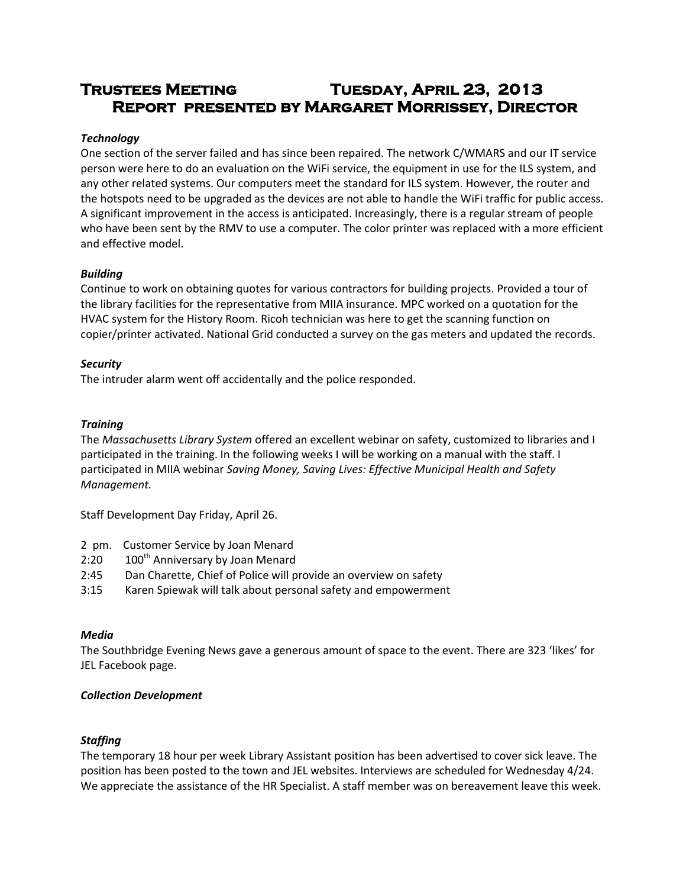# Trustees Meeting Tuesday, April 23, 2013
## Report presented by Margaret Morrissey, Director

***Technology***

One section of the server failed and has since been repaired. The network C/WMARS and our IT service person were here to do an evaluation on the WiFi service, the equipment in use for the ILS system, and any other related systems. Our computers meet the standard for ILS system. However, the router and the hotspots need to be upgraded as the devices are not able to handle the WiFi traffic for public access. A significant improvement in the access is anticipated. Increasingly, there is a regular stream of people who have been sent by the RMV to use a computer. The color printer was replaced with a more efficient and effective model.

***Building***

Continue to work on obtaining quotes for various contractors for building projects. Provided a tour of the library facilities for the representative from MIIA insurance. MPC worked on a quotation for the HVAC system for the History Room. Ricoh technician was here to get the scanning function on copier/printer activated. National Grid conducted a survey on the gas meters and updated the records.

***Security***

The intruder alarm went off accidentally and the police responded.

***Training***

The *Massachusetts Library System* offered an excellent webinar on safety, customized to libraries and I participated in the training. In the following weeks I will be working on a manual with the staff. I participated in MIIA webinar *Saving Money, Saving Lives: Effective Municipal Health and Safety Management.*

Staff Development Day Friday, April 26.

- 2 pm. Customer Service by Joan Menard
- 2:20 100th Anniversary by Joan Menard
- 2:45 Dan Charette, Chief of Police will provide an overview on safety
- 3:15 Karen Spiewak will talk about personal safety and empowerment

***Media***

The Southbridge Evening News gave a generous amount of space to the event. There are 323 'likes' for JEL Facebook page.

***Collection Development***

***Staffing***

The temporary 18 hour per week Library Assistant position has been advertised to cover sick leave. The position has been posted to the town and JEL websites. Interviews are scheduled for Wednesday 4/24. We appreciate the assistance of the HR Specialist. A staff member was on bereavement leave this week.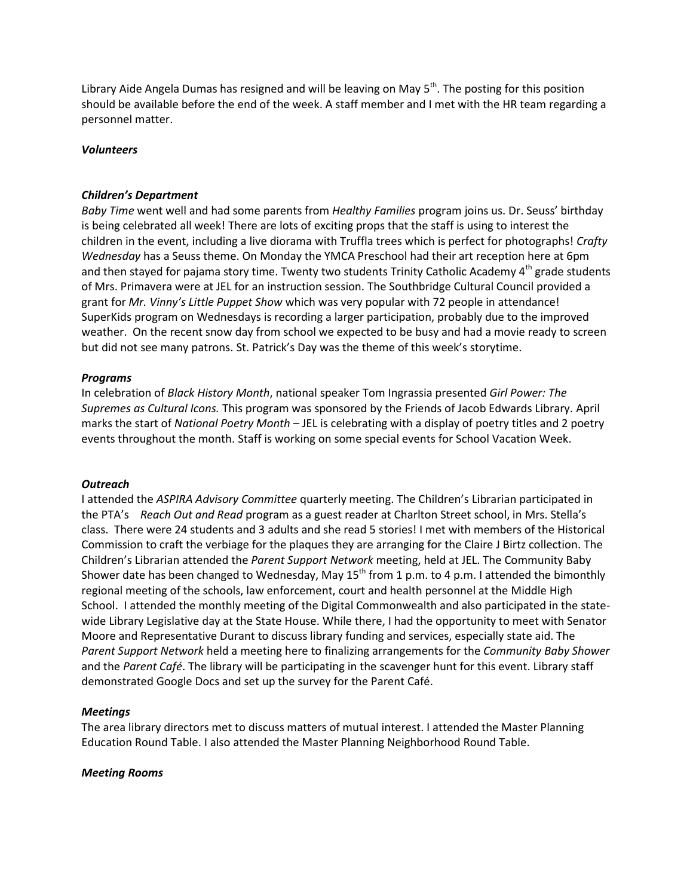Library Aide Angela Dumas has resigned and will be leaving on May 5th. The posting for this position should be available before the end of the week. A staff member and I met with the HR team regarding a personnel matter.

***Volunteers***

***Children's Department***

*Baby Time* went well and had some parents from *Healthy Families* program joins us. Dr. Seuss' birthday is being celebrated all week! There are lots of exciting props that the staff is using to interest the children in the event, including a live diorama with Truffla trees which is perfect for photographs! *Crafty Wednesday* has a Seuss theme. On Monday the YMCA Preschool had their art reception here at 6pm and then stayed for pajama story time. Twenty two students Trinity Catholic Academy 4th grade students of Mrs. Primavera were at JEL for an instruction session. The Southbridge Cultural Council provided a grant for *Mr. Vinny's Little Puppet Show* which was very popular with 72 people in attendance! SuperKids program on Wednesdays is recording a larger participation, probably due to the improved weather. On the recent snow day from school we expected to be busy and had a movie ready to screen but did not see many patrons. St. Patrick's Day was the theme of this week's storytime.

***Programs***

In celebration of *Black History Month*, national speaker Tom Ingrassia presented *Girl Power: The Supremes as Cultural Icons.* This program was sponsored by the Friends of Jacob Edwards Library. April marks the start of *National Poetry Month* – JEL is celebrating with a display of poetry titles and 2 poetry events throughout the month. Staff is working on some special events for School Vacation Week.

***Outreach***

I attended the *ASPIRA Advisory Committee* quarterly meeting. The Children's Librarian participated in the PTA's *Reach Out and Read* program as a guest reader at Charlton Street school, in Mrs. Stella's class. There were 24 students and 3 adults and she read 5 stories! I met with members of the Historical Commission to craft the verbiage for the plaques they are arranging for the Claire J Birtz collection. The Children's Librarian attended the *Parent Support Network* meeting, held at JEL. The Community Baby Shower date has been changed to Wednesday, May 15th from 1 p.m. to 4 p.m. I attended the bimonthly regional meeting of the schools, law enforcement, court and health personnel at the Middle High School. I attended the monthly meeting of the Digital Commonwealth and also participated in the state-wide Library Legislative day at the State House. While there, I had the opportunity to meet with Senator Moore and Representative Durant to discuss library funding and services, especially state aid. The *Parent Support Network* held a meeting here to finalizing arrangements for the *Community Baby Shower* and the *Parent Café*. The library will be participating in the scavenger hunt for this event. Library staff demonstrated Google Docs and set up the survey for the Parent Café.

***Meetings***

The area library directors met to discuss matters of mutual interest. I attended the Master Planning Education Round Table. I also attended the Master Planning Neighborhood Round Table.

***Meeting Rooms***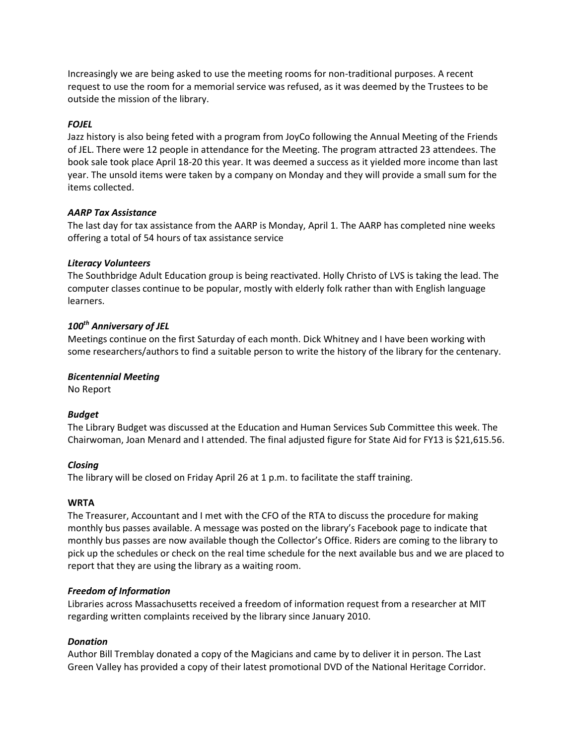Increasingly we are being asked to use the meeting rooms for non-traditional purposes. A recent request to use the room for a memorial service was refused, as it was deemed by the Trustees to be outside the mission of the library.

***FOJEL***

Jazz history is also being feted with a program from JoyCo following the Annual Meeting of the Friends of JEL. There were 12 people in attendance for the Meeting. The program attracted 23 attendees. The book sale took place April 18-20 this year. It was deemed a success as it yielded more income than last year. The unsold items were taken by a company on Monday and they will provide a small sum for the items collected.

***AARP Tax Assistance***

The last day for tax assistance from the AARP is Monday, April 1. The AARP has completed nine weeks offering a total of 54 hours of tax assistance service

***Literacy Volunteers***

The Southbridge Adult Education group is being reactivated. Holly Christo of LVS is taking the lead. The computer classes continue to be popular, mostly with elderly folk rather than with English language learners.

***100th Anniversary of JEL***

Meetings continue on the first Saturday of each month. Dick Whitney and I have been working with some researchers/authors to find a suitable person to write the history of the library for the centenary.

***Bicentennial Meeting***

No Report

***Budget***

The Library Budget was discussed at the Education and Human Services Sub Committee this week. The Chairwoman, Joan Menard and I attended. The final adjusted figure for State Aid for FY13 is $21,615.56.

***Closing***

The library will be closed on Friday April 26 at 1 p.m. to facilitate the staff training.

**WRTA**

The Treasurer, Accountant and I met with the CFO of the RTA to discuss the procedure for making monthly bus passes available. A message was posted on the library's Facebook page to indicate that monthly bus passes are now available though the Collector's Office. Riders are coming to the library to pick up the schedules or check on the real time schedule for the next available bus and we are placed to report that they are using the library as a waiting room.

***Freedom of Information***

Libraries across Massachusetts received a freedom of information request from a researcher at MIT regarding written complaints received by the library since January 2010.

***Donation***

Author Bill Tremblay donated a copy of the Magicians and came by to deliver it in person. The Last Green Valley has provided a copy of their latest promotional DVD of the National Heritage Corridor.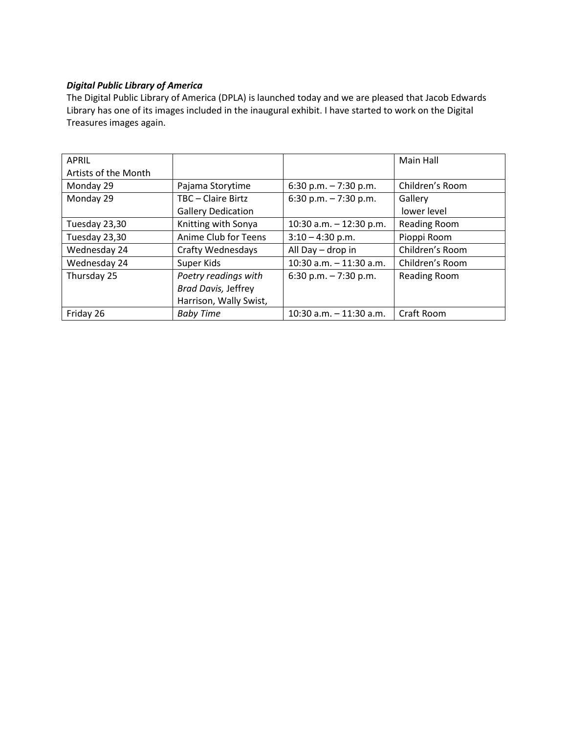***Digital Public Library of America***

The Digital Public Library of America (DPLA) is launched today and we are pleased that Jacob Edwards Library has one of its images included in the inaugural exhibit. I have started to work on the Digital Treasures images again.

| | | | |
|---|---|---|---|
| APRIL Artists of the Month | | | Main Hall |
| Monday 29 | Pajama Storytime | 6:30 p.m. – 7:30 p.m. | Children's Room |
| Monday 29 | TBC – Claire Birtz Gallery Dedication | 6:30 p.m. – 7:30 p.m. | Gallery lower level |
| Tuesday 23,30 | Knitting with Sonya | 10:30 a.m. – 12:30 p.m. | Reading Room |
| Tuesday 23,30 | Anime Club for Teens | 3:10 – 4:30 p.m. | Pioppi Room |
| Wednesday 24 | Crafty Wednesdays | All Day – drop in | Children's Room |
| Wednesday 24 | Super Kids | 10:30 a.m. – 11:30 a.m. | Children's Room |
| Thursday 25 | *Poetry readings with Brad Davis,* Jeffrey Harrison, Wally Swist, | 6:30 p.m. – 7:30 p.m. | Reading Room |
| Friday 26 | *Baby Time* | 10:30 a.m. – 11:30 a.m. | Craft Room |